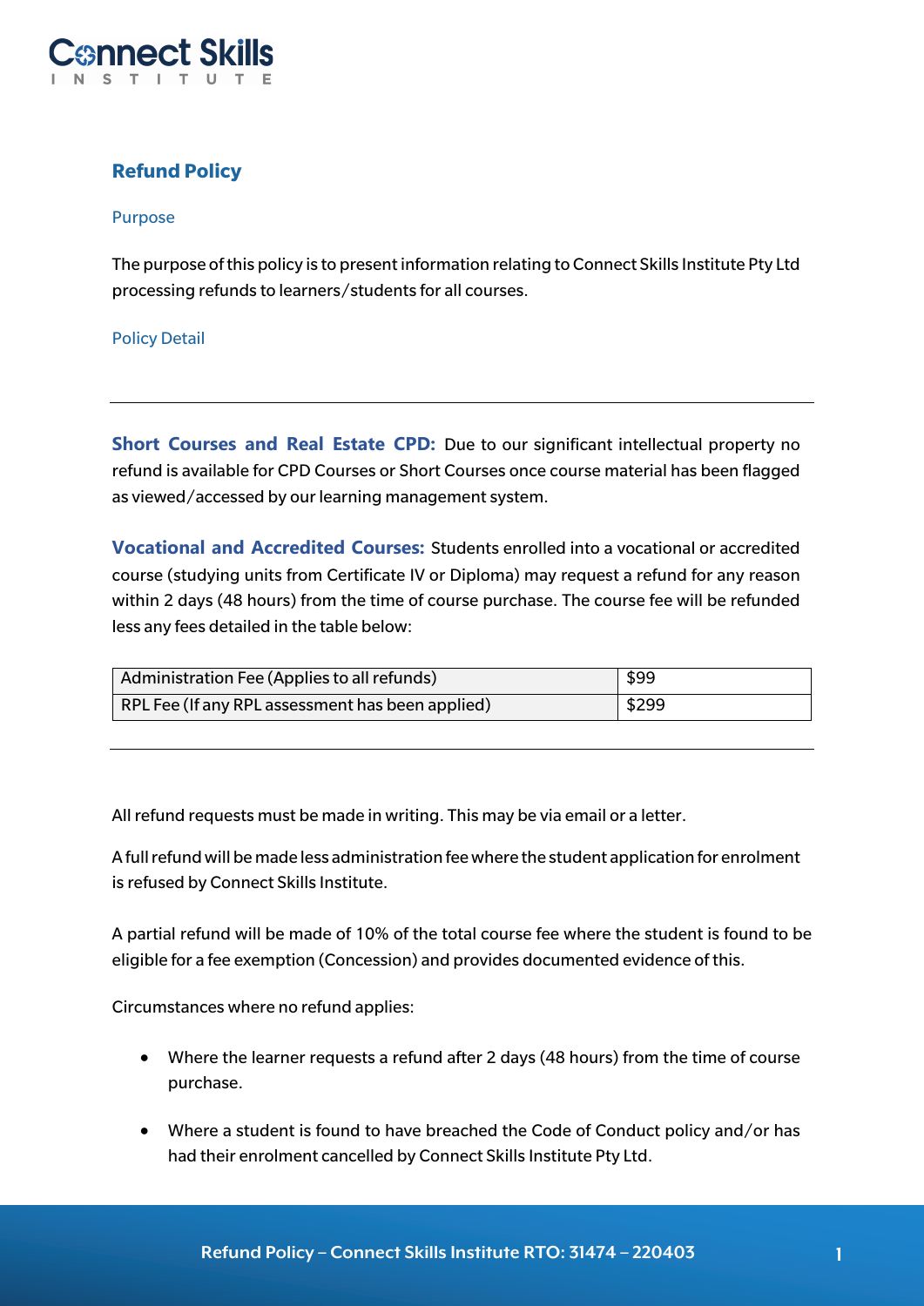# Refund Policy

## Purpose

The purpose of this policy is to present information relating to Connect Skills Institute Pty Ltd processing refunds to learners/students for all courses.

## Policy Detail

---

**Short Courses and Real Estate CPD:** Due to our significant intellectual property no refund is available for CPD Courses or Short Courses once course material has been flagged as viewed/accessed by our learning management system.

**Vocational and Accredited Courses:** Students enrolled into a vocational or accredited course (studying units from Certificate IV or Diploma) may request a refund for any reason within 2 days (48 hours) from the time of course purchase. The course fee will be refunded less any fees detailed in the table below:

| Fee | Amount |
|---|---|
| Administration Fee (Applies to all refunds) | $99 |
| RPL Fee (If any RPL assessment has been applied) | $299 |

---

All refund requests must be made in writing. This may be via email or a letter.

A full refund will be made less administration fee where the student application for enrolment is refused by Connect Skills Institute.

A partial refund will be made of 10% of the total course fee where the student is found to be eligible for a fee exemption (Concession) and provides documented evidence of this.

Circumstances where no refund applies:

- Where the learner requests a refund after 2 days (48 hours) from the time of course purchase.
- Where a student is found to have breached the Code of Conduct policy and/or has had their enrolment cancelled by Connect Skills Institute Pty Ltd.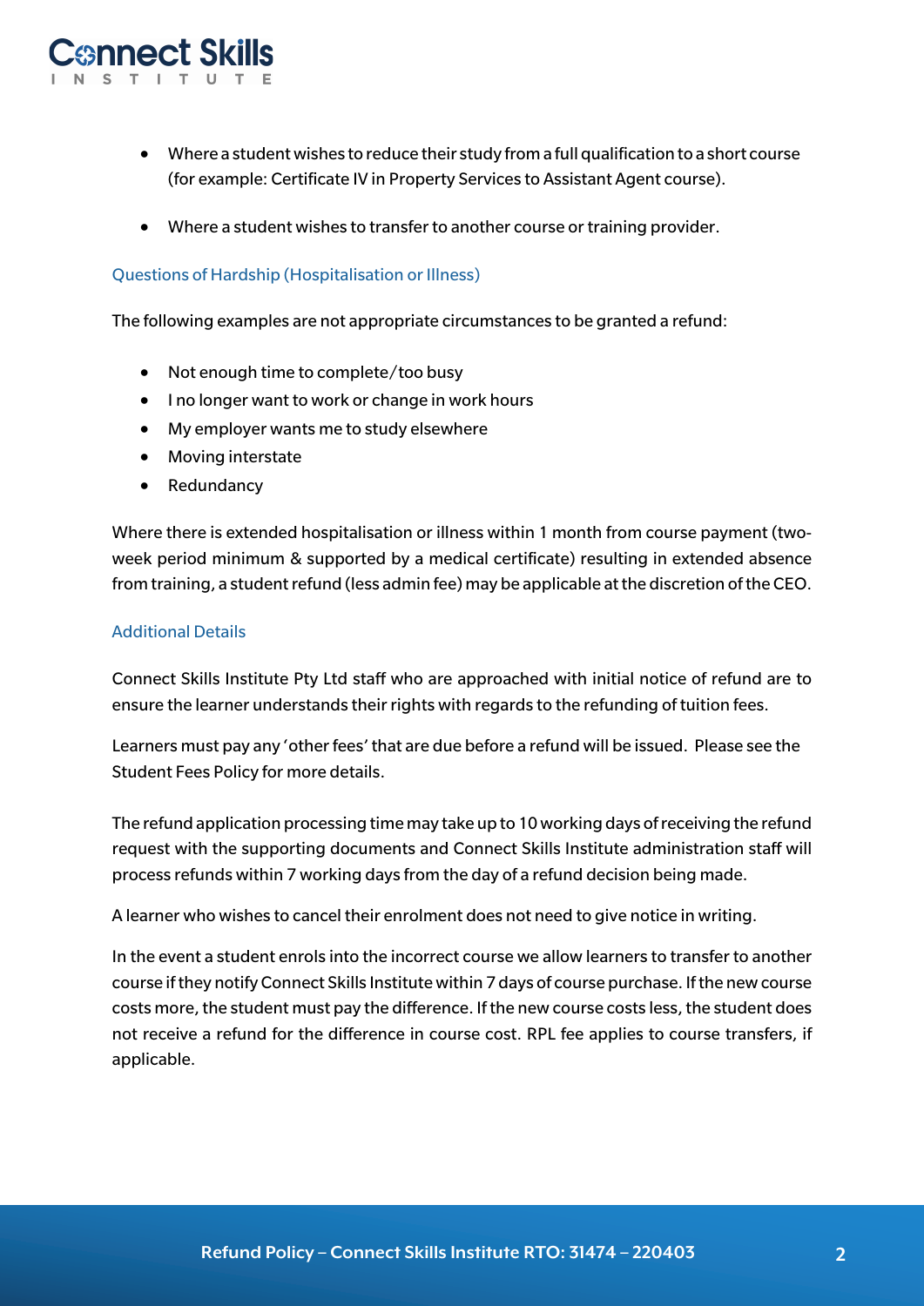- Where a student wishes to reduce their study from a full qualification to a short course (for example: Certificate IV in Property Services to Assistant Agent course).
- Where a student wishes to transfer to another course or training provider.

### Questions of Hardship (Hospitalisation or Illness)

The following examples are not appropriate circumstances to be granted a refund:

- Not enough time to complete/too busy
- I no longer want to work or change in work hours
- My employer wants me to study elsewhere
- Moving interstate
- Redundancy

Where there is extended hospitalisation or illness within 1 month from course payment (two-week period minimum & supported by a medical certificate) resulting in extended absence from training, a student refund (less admin fee) may be applicable at the discretion of the CEO.

### Additional Details

Connect Skills Institute Pty Ltd staff who are approached with initial notice of refund are to ensure the learner understands their rights with regards to the refunding of tuition fees.

Learners must pay any 'other fees' that are due before a refund will be issued. Please see the Student Fees Policy for more details.

The refund application processing time may take up to 10 working days of receiving the refund request with the supporting documents and Connect Skills Institute administration staff will process refunds within 7 working days from the day of a refund decision being made.

A learner who wishes to cancel their enrolment does not need to give notice in writing.

In the event a student enrols into the incorrect course we allow learners to transfer to another course if they notify Connect Skills Institute within 7 days of course purchase. If the new course costs more, the student must pay the difference. If the new course costs less, the student does not receive a refund for the difference in course cost. RPL fee applies to course transfers, if applicable.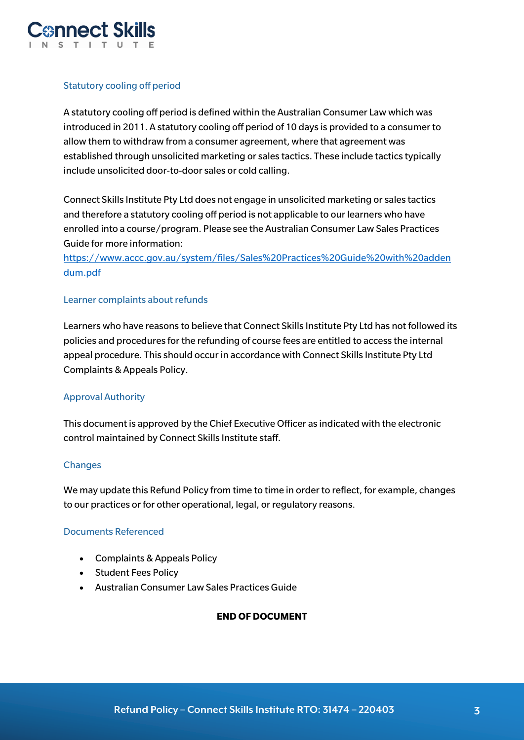## Statutory cooling off period

A statutory cooling off period is defined within the Australian Consumer Law which was introduced in 2011. A statutory cooling off period of 10 days is provided to a consumer to allow them to withdraw from a consumer agreement, where that agreement was established through unsolicited marketing or sales tactics. These include tactics typically include unsolicited door-to-door sales or cold calling.

Connect Skills Institute Pty Ltd does not engage in unsolicited marketing or sales tactics and therefore a statutory cooling off period is not applicable to our learners who have enrolled into a course/program. Please see the Australian Consumer Law Sales Practices Guide for more information: [https://www.accc.gov.au/system/files/Sales%20Practices%20Guide%20with%20addendum.pdf](https://www.accc.gov.au/system/files/Sales%20Practices%20Guide%20with%20addendum.pdf)

## Learner complaints about refunds

Learners who have reasons to believe that Connect Skills Institute Pty Ltd has not followed its policies and procedures for the refunding of course fees are entitled to access the internal appeal procedure. This should occur in accordance with Connect Skills Institute Pty Ltd Complaints & Appeals Policy.

## Approval Authority

This document is approved by the Chief Executive Officer as indicated with the electronic control maintained by Connect Skills Institute staff.

## Changes

We may update this Refund Policy from time to time in order to reflect, for example, changes to our practices or for other operational, legal, or regulatory reasons.

## Documents Referenced

- Complaints & Appeals Policy
- Student Fees Policy
- Australian Consumer Law Sales Practices Guide

**END OF DOCUMENT**